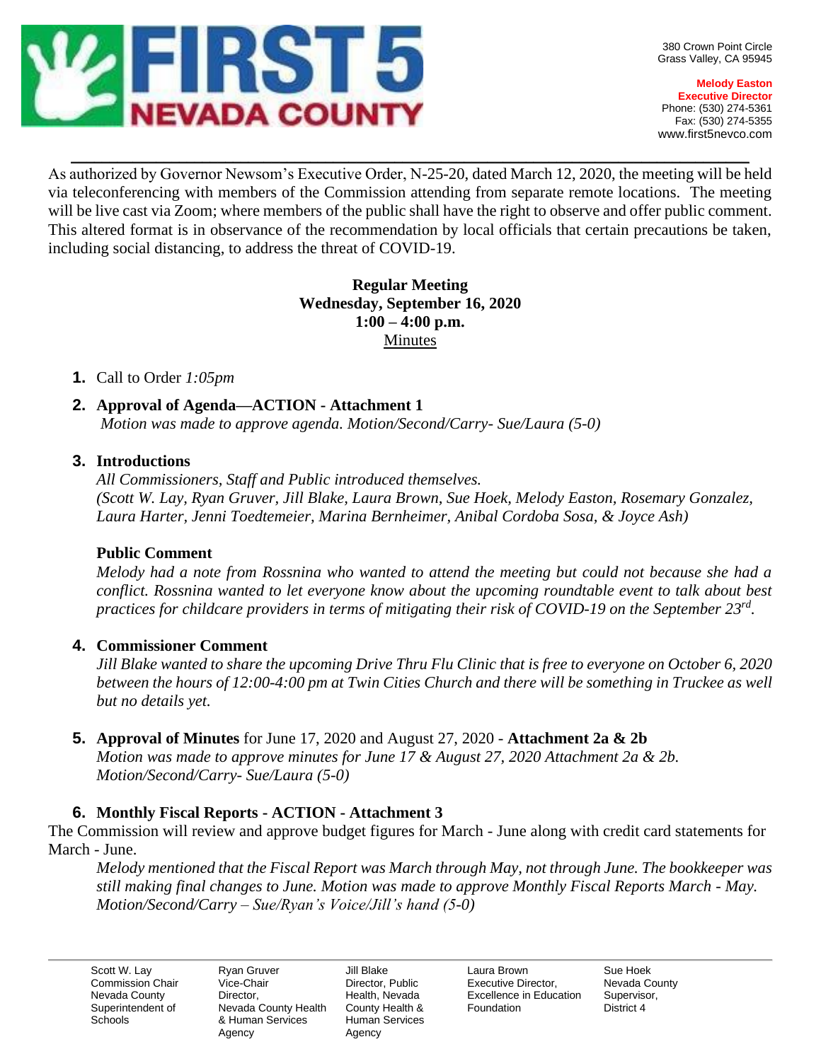# FIRST 5 NEVADA COUNTY

380 Crown Point Circle
Grass Valley, CA 95945

**Melody Easton**
**Executive Director**
Phone: (530) 274-5361
Fax: (530) 274-5355
www.first5nevco.com

As authorized by Governor Newsom's Executive Order, N-25-20, dated March 12, 2020, the meeting will be held via teleconferencing with members of the Commission attending from separate remote locations. The meeting will be live cast via Zoom; where members of the public shall have the right to observe and offer public comment. This altered format is in observance of the recommendation by local officials that certain precautions be taken, including social distancing, to address the threat of COVID-19.

**Regular Meeting**
**Wednesday, September 16, 2020**
**1:00 – 4:00 p.m.**
Minutes

1. Call to Order *1:05pm*

2. **Approval of Agenda—ACTION - Attachment 1**
   *Motion was made to approve agenda. Motion/Second/Carry- Sue/Laura (5-0)*

3. **Introductions**
   *All Commissioners, Staff and Public introduced themselves.*
   *(Scott W. Lay, Ryan Gruver, Jill Blake, Laura Brown, Sue Hoek, Melody Easton, Rosemary Gonzalez, Laura Harter, Jenni Toedtemeier, Marina Bernheimer, Anibal Cordoba Sosa, & Joyce Ash)*

   **Public Comment**
   *Melody had a note from Rossnina who wanted to attend the meeting but could not because she had a conflict. Rossnina wanted to let everyone know about the upcoming roundtable event to talk about best practices for childcare providers in terms of mitigating their risk of COVID-19 on the September 23rd.*

4. **Commissioner Comment**
   *Jill Blake wanted to share the upcoming Drive Thru Flu Clinic that is free to everyone on October 6, 2020 between the hours of 12:00-4:00 pm at Twin Cities Church and there will be something in Truckee as well but no details yet.*

5. **Approval of Minutes** for June 17, 2020 and August 27, 2020 - **Attachment 2a & 2b**
   *Motion was made to approve minutes for June 17 & August 27, 2020 Attachment 2a & 2b. Motion/Second/Carry- Sue/Laura (5-0)*

6. **Monthly Fiscal Reports - ACTION - Attachment 3**

The Commission will review and approve budget figures for March - June along with credit card statements for March - June.

   *Melody mentioned that the Fiscal Report was March through May, not through June. The bookkeeper was still making final changes to June. Motion was made to approve Monthly Fiscal Reports March - May. Motion/Second/Carry – Sue/Ryan's Voice/Jill's hand (5-0)*

| Scott W. Lay | Ryan Gruver | Jill Blake | Laura Brown | Sue Hoek |
|---|---|---|---|---|
| Commission Chair Nevada County Superintendent of Schools | Vice-Chair Director, Nevada County Health & Human Services Agency | Director, Public Health, Nevada County Health & Human Services Agency | Executive Director, Excellence in Education Foundation | Nevada County Supervisor, District 4 |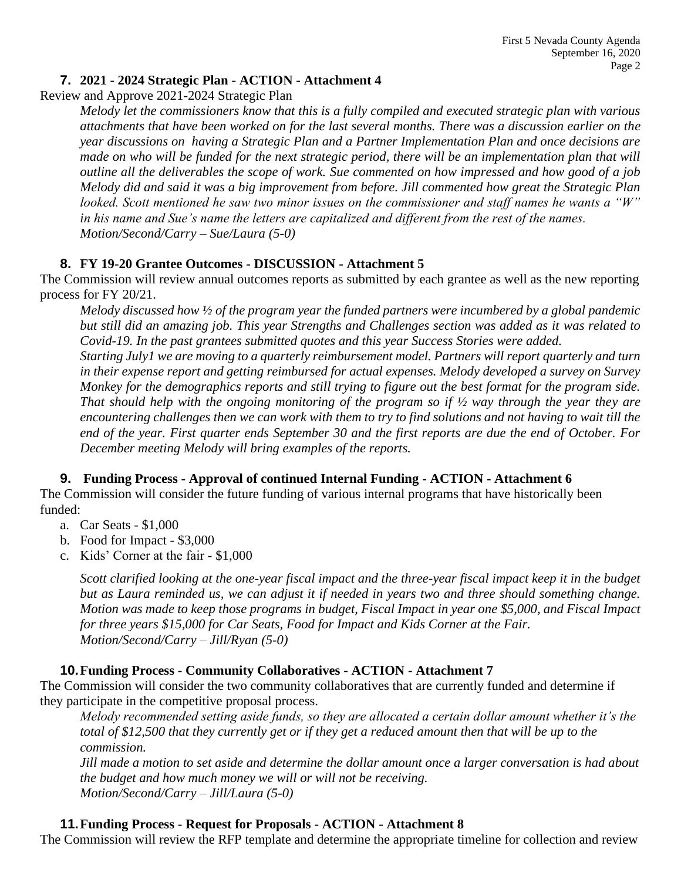### 7. 2021 - 2024 Strategic Plan - ACTION - Attachment 4

Review and Approve 2021-2024 Strategic Plan

*Melody let the commissioners know that this is a fully compiled and executed strategic plan with various attachments that have been worked on for the last several months. There was a discussion earlier on the year discussions on having a Strategic Plan and a Partner Implementation Plan and once decisions are made on who will be funded for the next strategic period, there will be an implementation plan that will outline all the deliverables the scope of work. Sue commented on how impressed and how good of a job Melody did and said it was a big improvement from before. Jill commented how great the Strategic Plan looked. Scott mentioned he saw two minor issues on the commissioner and staff names he wants a "W" in his name and Sue's name the letters are capitalized and different from the rest of the names.*
*Motion/Second/Carry – Sue/Laura (5-0)*

### 8. FY 19-20 Grantee Outcomes - DISCUSSION - Attachment 5

The Commission will review annual outcomes reports as submitted by each grantee as well as the new reporting process for FY 20/21.

*Melody discussed how ½ of the program year the funded partners were incumbered by a global pandemic but still did an amazing job. This year Strengths and Challenges section was added as it was related to Covid-19. In the past grantees submitted quotes and this year Success Stories were added.*
*Starting July1 we are moving to a quarterly reimbursement model. Partners will report quarterly and turn in their expense report and getting reimbursed for actual expenses. Melody developed a survey on Survey Monkey for the demographics reports and still trying to figure out the best format for the program side. That should help with the ongoing monitoring of the program so if ½ way through the year they are encountering challenges then we can work with them to try to find solutions and not having to wait till the end of the year. First quarter ends September 30 and the first reports are due the end of October. For December meeting Melody will bring examples of the reports.*

### 9. Funding Process - Approval of continued Internal Funding - ACTION - Attachment 6

The Commission will consider the future funding of various internal programs that have historically been funded:

a. Car Seats - $1,000
b. Food for Impact - $3,000
c. Kids' Corner at the fair - $1,000

*Scott clarified looking at the one-year fiscal impact and the three-year fiscal impact keep it in the budget but as Laura reminded us, we can adjust it if needed in years two and three should something change. Motion was made to keep those programs in budget, Fiscal Impact in year one $5,000, and Fiscal Impact for three years $15,000 for Car Seats, Food for Impact and Kids Corner at the Fair.*
*Motion/Second/Carry – Jill/Ryan (5-0)*

### 10. Funding Process - Community Collaboratives - ACTION - Attachment 7

The Commission will consider the two community collaboratives that are currently funded and determine if they participate in the competitive proposal process.

*Melody recommended setting aside funds, so they are allocated a certain dollar amount whether it's the total of $12,500 that they currently get or if they get a reduced amount then that will be up to the commission.*
*Jill made a motion to set aside and determine the dollar amount once a larger conversation is had about the budget and how much money we will or will not be receiving.*
*Motion/Second/Carry – Jill/Laura (5-0)*

### 11. Funding Process - Request for Proposals - ACTION - Attachment 8

The Commission will review the RFP template and determine the appropriate timeline for collection and review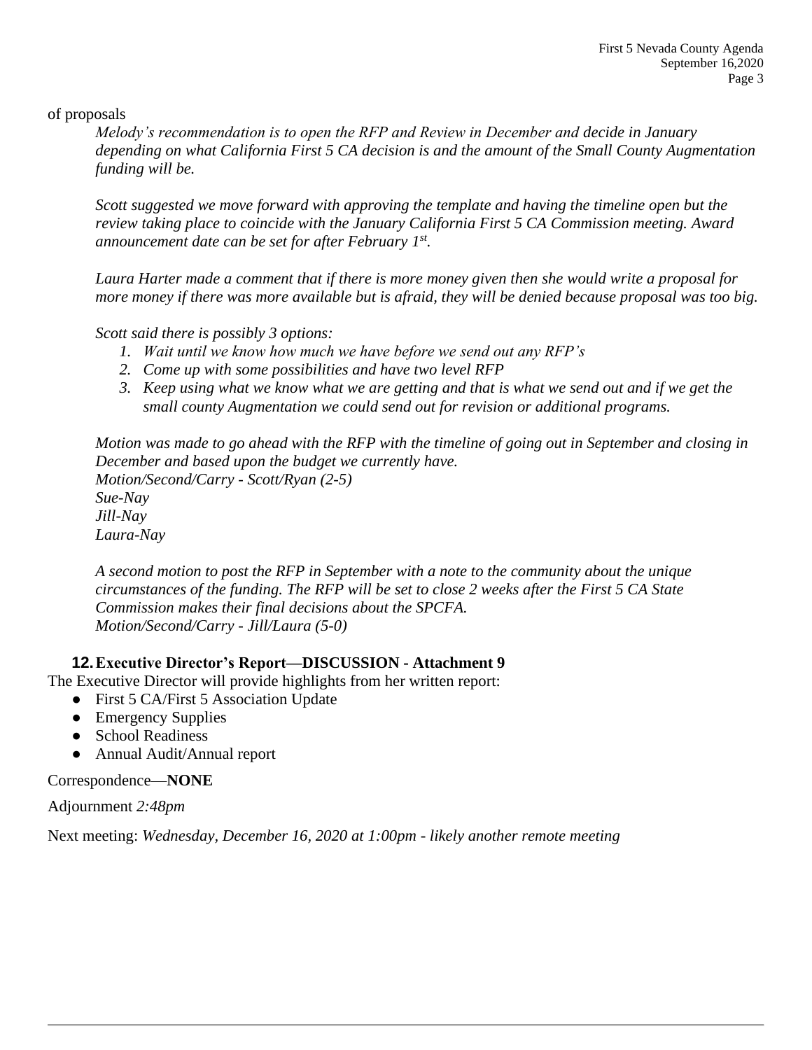of proposals

*Melody's recommendation is to open the RFP and Review in December and decide in January depending on what California First 5 CA decision is and the amount of the Small County Augmentation funding will be.*

*Scott suggested we move forward with approving the template and having the timeline open but the review taking place to coincide with the January California First 5 CA Commission meeting. Award announcement date can be set for after February 1st.*

*Laura Harter made a comment that if there is more money given then she would write a proposal for more money if there was more available but is afraid, they will be denied because proposal was too big.*

*Scott said there is possibly 3 options:*

1. *Wait until we know how much we have before we send out any RFP's*
2. *Come up with some possibilities and have two level RFP*
3. *Keep using what we know what we are getting and that is what we send out and if we get the small county Augmentation we could send out for revision or additional programs.*

*Motion was made to go ahead with the RFP with the timeline of going out in September and closing in December and based upon the budget we currently have.*
*Motion/Second/Carry - Scott/Ryan (2-5)*
*Sue-Nay*
*Jill-Nay*
*Laura-Nay*

*A second motion to post the RFP in September with a note to the community about the unique circumstances of the funding. The RFP will be set to close 2 weeks after the First 5 CA State Commission makes their final decisions about the SPCFA.*
*Motion/Second/Carry - Jill/Laura (5-0)*

### 12. Executive Director's Report—DISCUSSION - Attachment 9

The Executive Director will provide highlights from her written report:

- First 5 CA/First 5 Association Update
- Emergency Supplies
- School Readiness
- Annual Audit/Annual report

Correspondence—**NONE**

Adjournment *2:48pm*

Next meeting: *Wednesday, December 16, 2020 at 1:00pm - likely another remote meeting*